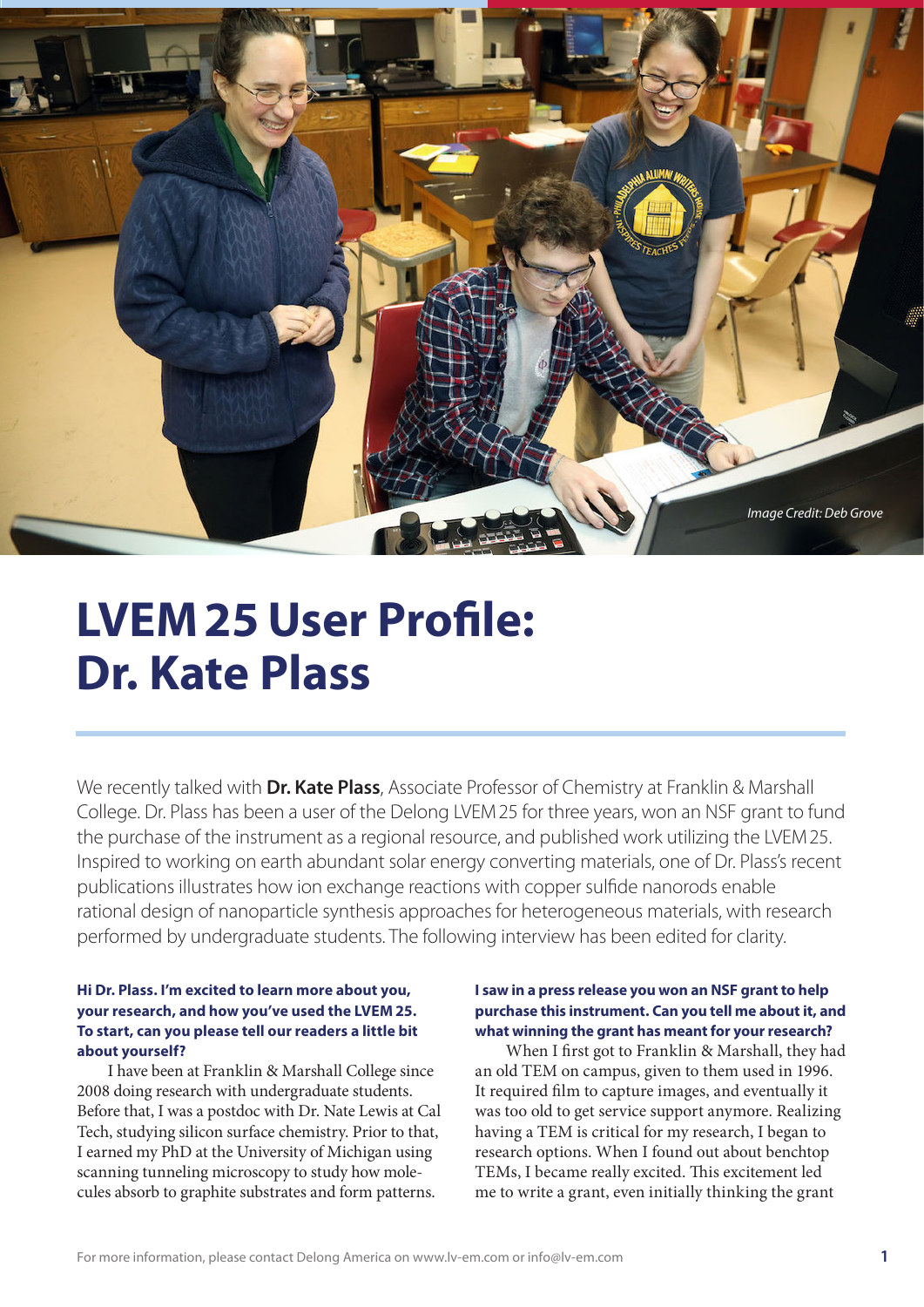Image Credit: Deb Grove

# LVEM 25 User Profile: Dr. Kate Plass

We recently talked with **Dr. Kate Plass**, Associate Professor of Chemistry at Franklin & Marshall College. Dr. Plass has been a user of the Delong LVEM 25 for three years, won an NSF grant to fund the purchase of the instrument as a regional resource, and published work utilizing the LVEM 25. Inspired to working on earth abundant solar energy converting materials, one of Dr. Plass's recent publications illustrates how ion exchange reactions with copper sulfide nanorods enable rational design of nanoparticle synthesis approaches for heterogeneous materials, with research performed by undergraduate students. The following interview has been edited for clarity.

**Hi Dr. Plass. I'm excited to learn more about you, your research, and how you've used the LVEM 25. To start, can you please tell our readers a little bit about yourself?**

I have been at Franklin & Marshall College since 2008 doing research with undergraduate students. Before that, I was a postdoc with Dr. Nate Lewis at Cal Tech, studying silicon surface chemistry. Prior to that, I earned my PhD at the University of Michigan using scanning tunneling microscopy to study how molecules absorb to graphite substrates and form patterns.

**I saw in a press release you won an NSF grant to help purchase this instrument. Can you tell me about it, and what winning the grant has meant for your research?**

When I first got to Franklin & Marshall, they had an old TEM on campus, given to them used in 1996. It required film to capture images, and eventually it was too old to get service support anymore. Realizing having a TEM is critical for my research, I began to research options. When I found out about benchtop TEMs, I became really excited. This excitement led me to write a grant, even initially thinking the grant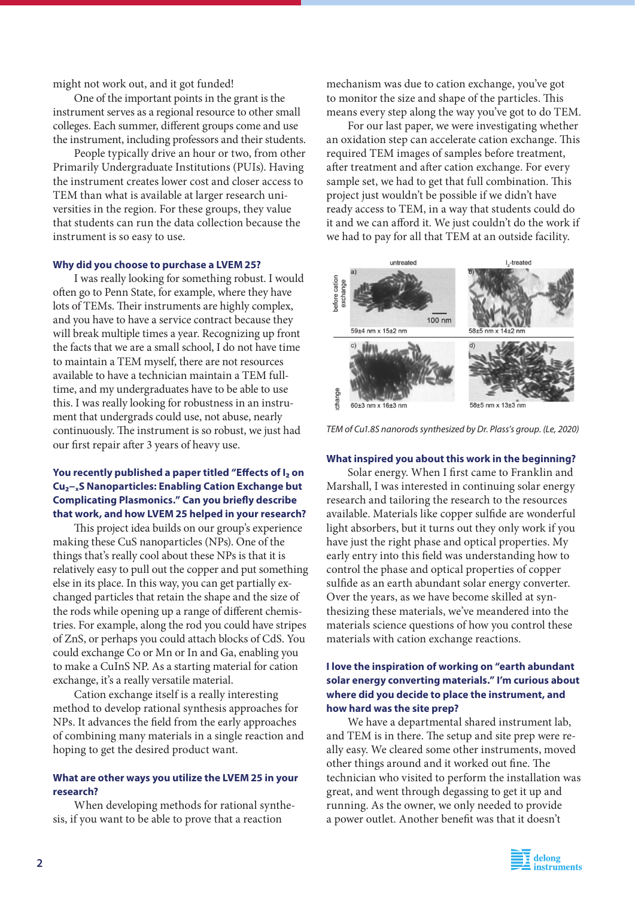might not work out, and it got funded!

One of the important points in the grant is the instrument serves as a regional resource to other small colleges. Each summer, different groups come and use the instrument, including professors and their students.

People typically drive an hour or two, from other Primarily Undergraduate Institutions (PUIs). Having the instrument creates lower cost and closer access to TEM than what is available at larger research universities in the region. For these groups, they value that students can run the data collection because the instrument is so easy to use.

### Why did you choose to purchase a LVEM 25?

I was really looking for something robust. I would often go to Penn State, for example, where they have lots of TEMs. Their instruments are highly complex, and you have to have a service contract because they will break multiple times a year. Recognizing up front the facts that we are a small school, I do not have time to maintain a TEM myself, there are not resources available to have a technician maintain a TEM full-time, and my undergraduates have to be able to use this. I was really looking for robustness in an instrument that undergrads could use, not abuse, nearly continuously. The instrument is so robust, we just had our first repair after 3 years of heavy use.

### You recently published a paper titled "Effects of $I_2$ on $Cu_{2-x}S$ Nanoparticles: Enabling Cation Exchange but Complicating Plasmonics." Can you briefly describe that work, and how LVEM 25 helped in your research?

This project idea builds on our group's experience making these CuS nanoparticles (NPs). One of the things that's really cool about these NPs is that it is relatively easy to pull out the copper and put something else in its place. In this way, you can get partially exchanged particles that retain the shape and the size of the rods while opening up a range of different chemistries. For example, along the rod you could have stripes of ZnS, or perhaps you could attach blocks of CdS. You could exchange Co or Mn or In and Ga, enabling you to make a CuInS NP. As a starting material for cation exchange, it's a really versatile material.

Cation exchange itself is a really interesting method to develop rational synthesis approaches for NPs. It advances the field from the early approaches of combining many materials in a single reaction and hoping to get the desired product want.

### What are other ways you utilize the LVEM 25 in your research?

When developing methods for rational synthesis, if you want to be able to prove that a reaction mechanism was due to cation exchange, you've got to monitor the size and shape of the particles. This means every step along the way you've got to do TEM.

For our last paper, we were investigating whether an oxidation step can accelerate cation exchange. This required TEM images of samples before treatment, after treatment and after cation exchange. For every sample set, we had to get that full combination. This project just wouldn't be possible if we didn't have ready access to TEM, in a way that students could do it and we can afford it. We just couldn't do the work if we had to pay for all that TEM at an outside facility.

*TEM of Cu1.8S nanorods synthesized by Dr. Plass's group. (Le, 2020)*

### What inspired you about this work in the beginning?

Solar energy. When I first came to Franklin and Marshall, I was interested in continuing solar energy research and tailoring the research to the resources available. Materials like copper sulfide are wonderful light absorbers, but it turns out they only work if you have just the right phase and optical properties. My early entry into this field was understanding how to control the phase and optical properties of copper sulfide as an earth abundant solar energy converter. Over the years, as we have become skilled at synthesizing these materials, we've meandered into the materials science questions of how you control these materials with cation exchange reactions.

### I love the inspiration of working on "earth abundant solar energy converting materials." I'm curious about where did you decide to place the instrument, and how hard was the site prep?

We have a departmental shared instrument lab, and TEM is in there. The setup and site prep were really easy. We cleared some other instruments, moved other things around and it worked out fine. The technician who visited to perform the installation was great, and went through degassing to get it up and running. As the owner, we only needed to provide a power outlet. Another benefit was that it doesn't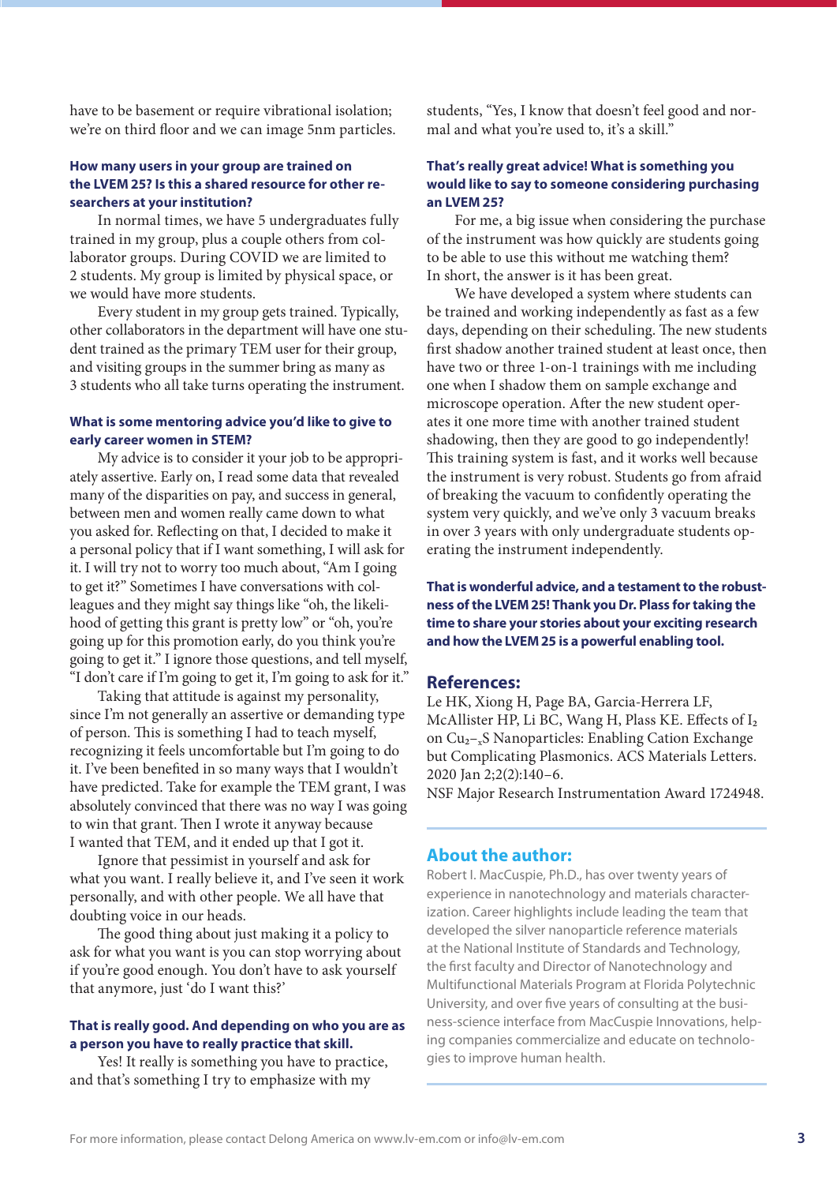have to be basement or require vibrational isolation; we're on third floor and we can image 5nm particles.

**How many users in your group are trained on the LVEM 25? Is this a shared resource for other researchers at your institution?**

In normal times, we have 5 undergraduates fully trained in my group, plus a couple others from collaborator groups. During COVID we are limited to 2 students. My group is limited by physical space, or we would have more students.

Every student in my group gets trained. Typically, other collaborators in the department will have one student trained as the primary TEM user for their group, and visiting groups in the summer bring as many as 3 students who all take turns operating the instrument.

**What is some mentoring advice you'd like to give to early career women in STEM?**

My advice is to consider it your job to be appropriately assertive. Early on, I read some data that revealed many of the disparities on pay, and success in general, between men and women really came down to what you asked for. Reflecting on that, I decided to make it a personal policy that if I want something, I will ask for it. I will try not to worry too much about, "Am I going to get it?" Sometimes I have conversations with colleagues and they might say things like "oh, the likelihood of getting this grant is pretty low" or "oh, you're going up for this promotion early, do you think you're going to get it." I ignore those questions, and tell myself, "I don't care if I'm going to get it, I'm going to ask for it."

Taking that attitude is against my personality, since I'm not generally an assertive or demanding type of person. This is something I had to teach myself, recognizing it feels uncomfortable but I'm going to do it. I've been benefited in so many ways that I wouldn't have predicted. Take for example the TEM grant, I was absolutely convinced that there was no way I was going to win that grant. Then I wrote it anyway because I wanted that TEM, and it ended up that I got it.

Ignore that pessimist in yourself and ask for what you want. I really believe it, and I've seen it work personally, and with other people. We all have that doubting voice in our heads.

The good thing about just making it a policy to ask for what you want is you can stop worrying about if you're good enough. You don't have to ask yourself that anymore, just 'do I want this?'

**That is really good. And depending on who you are as a person you have to really practice that skill.**

Yes! It really is something you have to practice, and that's something I try to emphasize with my students, "Yes, I know that doesn't feel good and normal and what you're used to, it's a skill."

**That's really great advice! What is something you would like to say to someone considering purchasing an LVEM 25?**

For me, a big issue when considering the purchase of the instrument was how quickly are students going to be able to use this without me watching them? In short, the answer is it has been great.

We have developed a system where students can be trained and working independently as fast as a few days, depending on their scheduling. The new students first shadow another trained student at least once, then have two or three 1-on-1 trainings with me including one when I shadow them on sample exchange and microscope operation. After the new student operates it one more time with another trained student shadowing, then they are good to go independently! This training system is fast, and it works well because the instrument is very robust. Students go from afraid of breaking the vacuum to confidently operating the system very quickly, and we've only 3 vacuum breaks in over 3 years with only undergraduate students operating the instrument independently.

**That is wonderful advice, and a testament to the robustness of the LVEM 25! Thank you Dr. Plass for taking the time to share your stories about your exciting research and how the LVEM 25 is a powerful enabling tool.**

## References:

Le HK, Xiong H, Page BA, Garcia-Herrera LF, McAllister HP, Li BC, Wang H, Plass KE. Effects of $I_2$ on $Cu_{2-x}S$ Nanoparticles: Enabling Cation Exchange but Complicating Plasmonics. ACS Materials Letters. 2020 Jan 2;2(2):140–6.

NSF Major Research Instrumentation Award 1724948.

## About the author:

Robert I. MacCuspie, Ph.D., has over twenty years of experience in nanotechnology and materials characterization. Career highlights include leading the team that developed the silver nanoparticle reference materials at the National Institute of Standards and Technology, the first faculty and Director of Nanotechnology and Multifunctional Materials Program at Florida Polytechnic University, and over five years of consulting at the business-science interface from MacCuspie Innovations, helping companies commercialize and educate on technologies to improve human health.

For more information, please contact Delong America on www.lv-em.com or info@lv-em.com